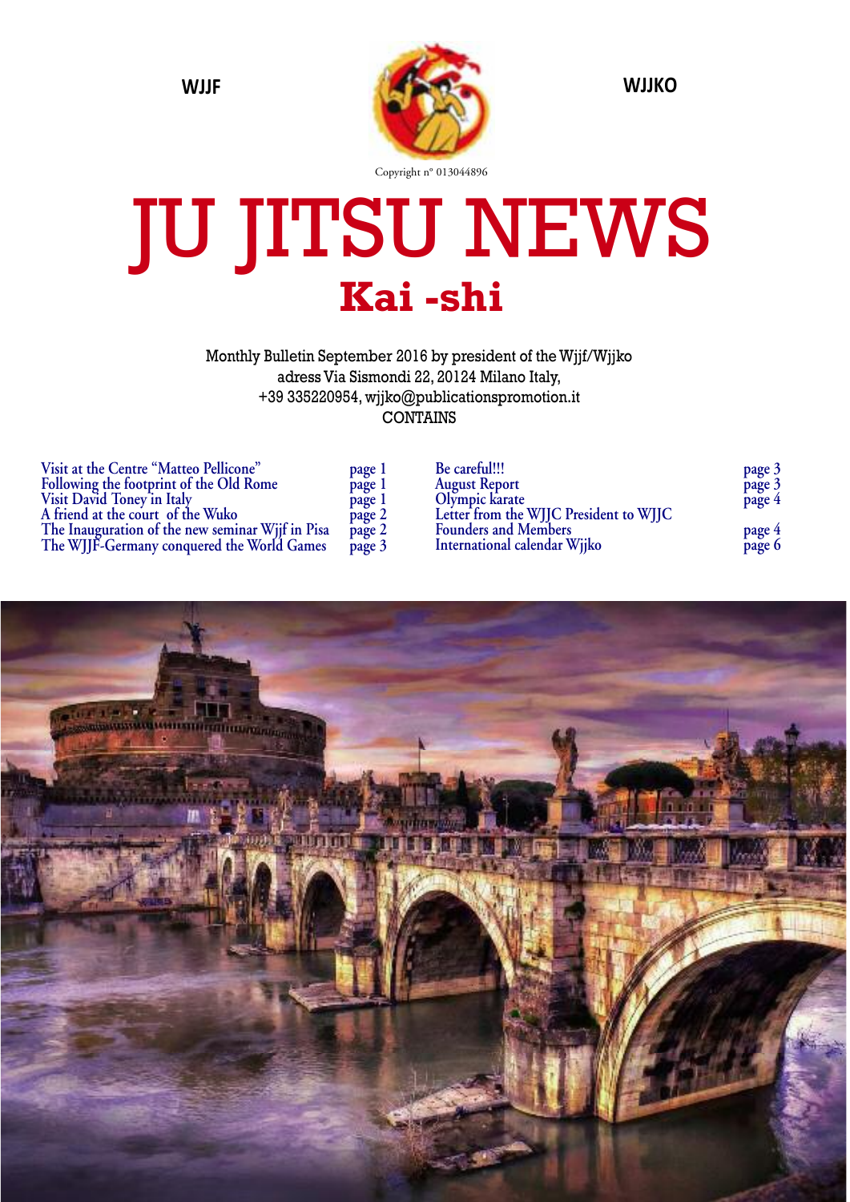WJJF WJJKO

Copyright n° 013044896

# JU JITSU NEWS

## Kai -shi

Monthly Bulletin September 2016 by president of the Wjjf/Wjjko
adress Via Sismondi 22, 20124 Milano Italy,
+39 335220954, wjjko@publicationspromotion.it
CONTAINS

| | |
|---|---|
| Visit at the Centre "Matteo Pellicone" | page 1 |
| Following the footprint of the Old Rome | page 1 |
| Visit David Toney in Italy | page 1 |
| A friend at the court of the Wuko | page 2 |
| The Inauguration of the new seminar Wjjf in Pisa | page 2 |
| The WJJF-Germany conquered the World Games | page 3 |
| Be careful!!! | page 3 |
| August Report | page 3 |
| Olympic karate | page 4 |
| Letter from the WJJC President to WJJC Founders and Members | page 4 |
| International calendar Wjjko | page 6 |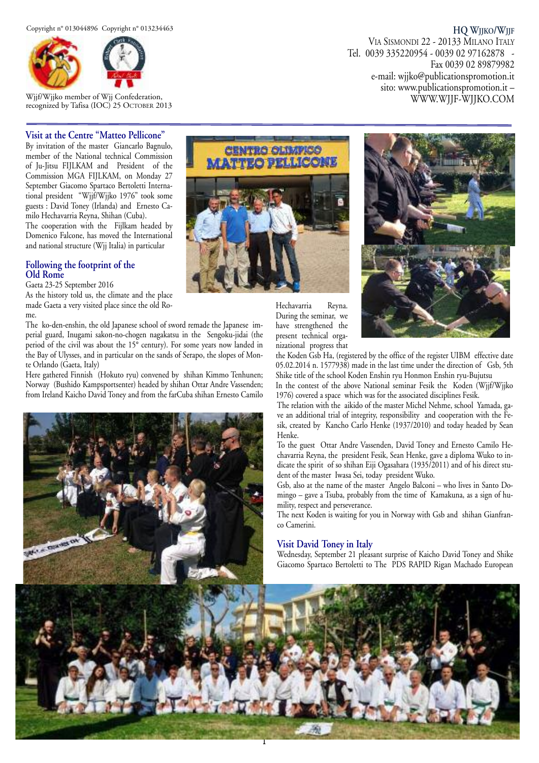Copyright n° 013044896 Copyright n° 013234463

Wjjf/Wjjko member of Wjj Confederation, recognized by Tafisa (IOC) 25 October 2013

**HQ Wjjko/Wjjf**
Via Sismondi 22 - 20133 Milano Italy
Tel. 0039 335220954 - 0039 02 97162878 - Fax 0039 02 89879982
e-mail: wjjko@publicationspromotion.it
sito: www.publicationspromotion.it – WWW.WJJF-WJJKO.COM

## Visit at the Centre "Matteo Pellicone"

By invitation of the master Giancarlo Bagnulo, member of the National technical Commission of Ju-Jitsu FIJLKAM and President of the Commission MGA FIJLKAM, on Monday 27 September Giacomo Spartaco Bertoletti International president "Wjjf/Wjjko 1976" took some guests : David Toney (Irlanda) and Ernesto Camilo Hechavarria Reyna, Shihan (Cuba).

The cooperation with the Fijlkam headed by Domenico Falcone, has moved the International and national structure (Wjj Italia) in particular

## Following the footprint of the Old Rome

Gaeta 23-25 September 2016

As the history told us, the climate and the place made Gaeta a very visited place since the old Rome.

The ko-den-enshin, the old Japanese school of sword remade the Japanese imperial guard, Inugami sakon-no-chogen nagakatsu in the Sengoku-jidai (the period of the civil was about the 15° century). For some years now landed in the Bay of Ulysses, and in particular on the sands of Serapo, the slopes of Monte Orlando (Gaeta, Italy)

Here gathered Finnish (Hokuto ryu) convened by shihan Kimmo Tenhunen; Norway (Bushido Kampsportsenter) headed by shihan Ottar Andre Vassenden; from Ireland Kaicho David Toney and from the farCuba shihan Ernesto Camilo Hechavarria Reyna. During the seminar, we have strengthened the present technical organizational progress that the Koden Gsb Ha, (registered by the office of the register UIBM effective date 05.02.2014 n. 1577938) made in the last time under the direction of Gsb, 5th Shike title of the school Koden Enshin ryu Honmon Enshin ryu-Bujutsu

In the contest of the above National seminar Fesik the Koden (Wjjf/Wjjko 1976) covered a space which was for the associated disciplines Fesik.

The relation with the aikido of the master Michel Nehme, school Yamada, gave an additional trial of integrity, responsibility and cooperation with the Fesik, created by Kancho Carlo Henke (1937/2010) and today headed by Sean Henke.

To the guest Ottar Andre Vassenden, David Toney and Ernesto Camilo Hechavarria Reyna, the president Fesik, Sean Henke, gave a diploma Wuko to indicate the spirit of so shihan Eiji Ogasahara (1935/2011) and of his direct student of the master Iwasa Sei, today president Wuko.

Gsb, also at the name of the master Angelo Balconi – who lives in Santo Domingo – gave a Tsuba, probably from the time of Kamakuna, as a sign of humility, respect and perseverance.

The next Koden is waiting for you in Norway with Gsb and shihan Gianfranco Camerini.

## Visit David Toney in Italy

Wednesday, September 21 pleasant surprise of Kaicho David Toney and Shike Giacomo Spartaco Bertoletti to The PDS RAPID Rigan Machado European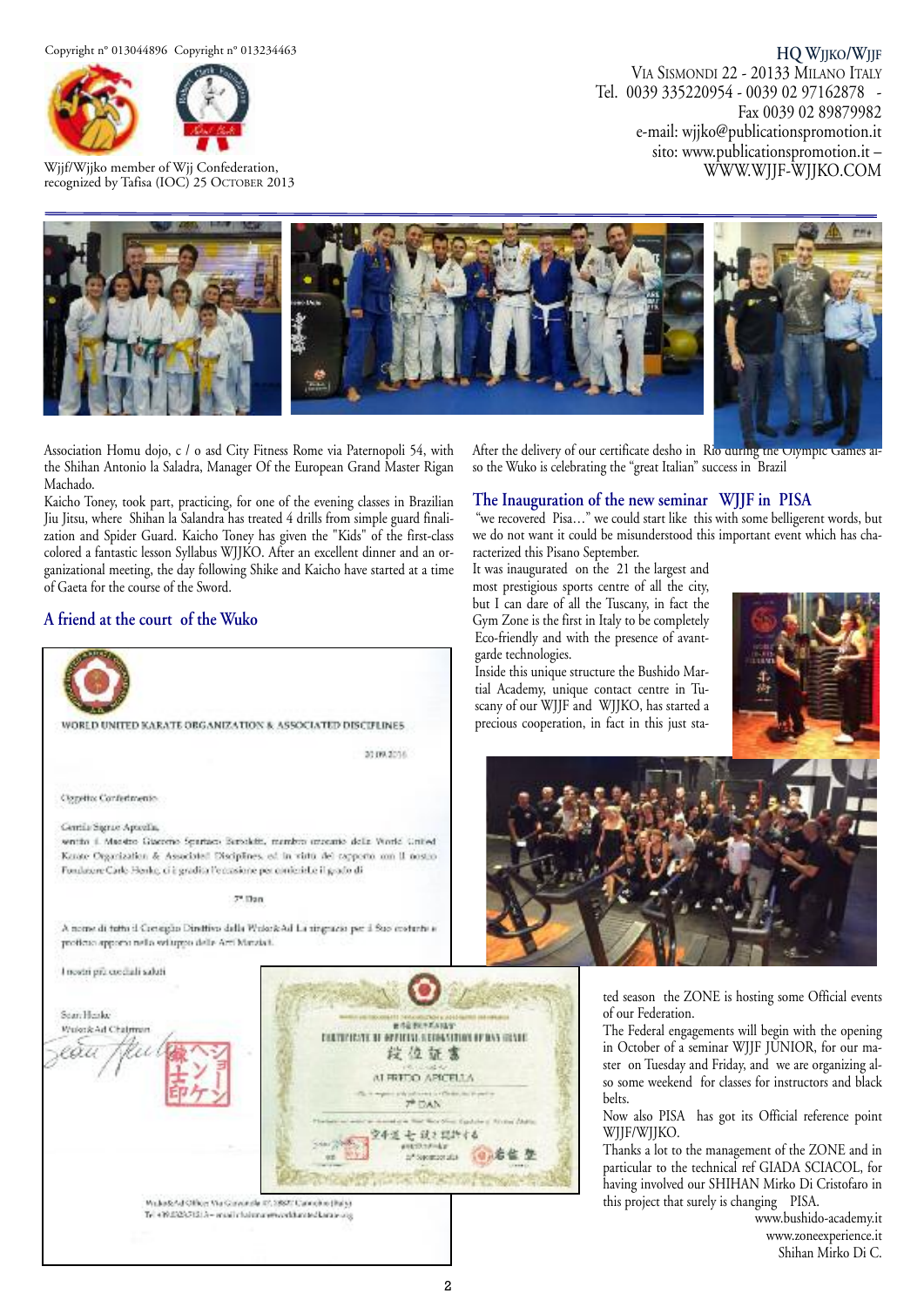Copyright n° 013044896 Copyright n° 013234463

Wjjf/Wjjko member of Wjj Confederation, recognized by Tafisa (IOC) 25 October 2013

**HQ Wjjko/Wjjf**
Via Sismondi 22 - 20133 Milano Italy
Tel. 0039 335220954 - 0039 02 97162878 - Fax 0039 02 89879982
e-mail: wjjko@publicationspromotion.it
sito: www.publicationspromotion.it – WWW.WJJF-WJJKO.COM

Association Homu dojo, c / o asd City Fitness Rome via Paternopoli 54, with the Shihan Antonio la Saladra, Manager Of the European Grand Master Rigan Machado.

Kaicho Toney, took part, practicing, for one of the evening classes in Brazilian Jiu Jitsu, where Shihan la Salandra has treated 4 drills from simple guard finalization and Spider Guard. Kaicho Toney has given the "Kids" of the first-class colored a fantastic lesson Syllabus WJJKO. After an excellent dinner and an organizational meeting, the day following Shike and Kaicho have started at a time of Gaeta for the course of the Sword.

## A friend at the court of the Wuko

WORLD UNITED KARATE ORGANIZATION & ASSOCIATED DISCIPLINES

20.09.2016

Oggetto: Conferimento

Gentile Signor Apicella,
sentito il Maestro Giacomo Spartaco Bertoletti, membro onorario della World United Karate Organization & Associated Disciplines, ed in virtù del rapporto con il nostro Fondatore Carlo Henke, ci è gradita l'occasione per conferirLe il grado di

7° Dan

A nome di tutto il Consiglio Direttivo della Wuko&Ad La ringrazio per il Suo costante e proficuo apporto nello sviluppo delle Arti Marziali.

I nostri più cordiali saluti

Sean Henke
Wuko&Ad Chairman

CERTIFICATE OF OFFICIAL RECOGNITION OF DAN GRADE
段位証書
ALFREDO APICELLA
7° DAN

After the delivery of our certificate desho in Rio during the Olympic Games also the Wuko is celebrating the "great Italian" success in Brazil

## The Inauguration of the new seminar WJJF in PISA

"we recovered Pisa…" we could start like this with some belligerent words, but we do not want it could be misunderstood this important event which has characterized this Pisano September.

It was inaugurated on the 21 the largest and most prestigious sports centre of all the city, but I can dare of all the Tuscany, in fact the Gym Zone is the first in Italy to be completely Eco-friendly and with the presence of avant-garde technologies.

Inside this unique structure the Bushido Martial Academy, unique contact centre in Tuscany of our WJJF and WJJKO, has started a precious cooperation, in fact in this just started season the ZONE is hosting some Official events of our Federation.

The Federal engagements will begin with the opening in October of a seminar WJJF JUNIOR, for our master on Tuesday and Friday, and we are organizing also some weekend for classes for instructors and black belts.

Now also PISA has got its Official reference point WJJF/WJJKO.

Thanks a lot to the management of the ZONE and in particular to the technical ref GIADA SCIACOL, for having involved our SHIHAN Mirko Di Cristofaro in this project that surely is changing PISA.

www.bushido-academy.it
www.zoneexperience.it
Shihan Mirko Di C.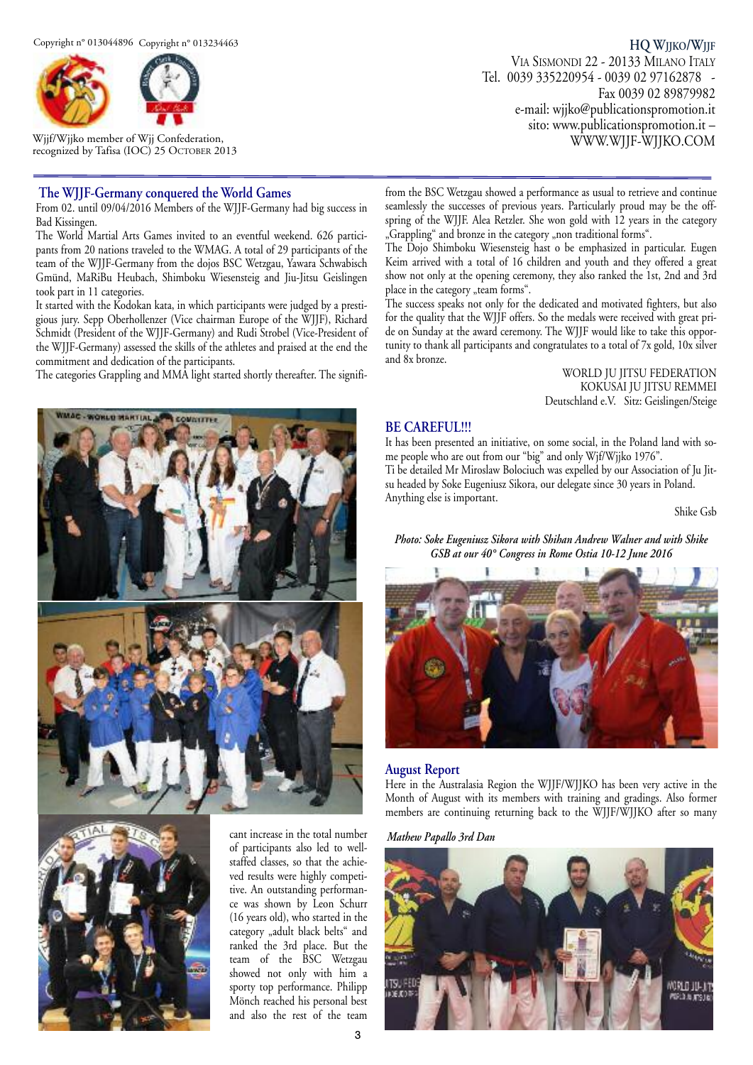Copyright n° 013044896 Copyright n° 013234463

Wjjf/Wjjko member of Wjj Confederation, recognized by Tafisa (IOC) 25 October 2013

**HQ Wjjko/Wjjf**
Via Sismondi 22 - 20133 Milano Italy
Tel. 0039 335220954 - 0039 02 97162878 -
Fax 0039 02 89879982
e-mail: wjjko@publicationspromotion.it
sito: www.publicationspromotion.it –
WWW.WJJF-WJJKO.COM

## The WJJF-Germany conquered the World Games

From 02. until 09/04/2016 Members of the WJJF-Germany had big success in Bad Kissingen.

The World Martial Arts Games invited to an eventful weekend. 626 participants from 20 nations traveled to the WMAG. A total of 29 participants of the team of the WJJF-Germany from the dojos BSC Wetzgau, Yawara Schwabisch Gmünd, MaRiBu Heubach, Shimboku Wiesensteig and Jiu-Jitsu Geislingen took part in 11 categories.

It started with the Kodokan kata, in which participants were judged by a prestigious jury. Sepp Oberhollenzer (Vice chairman Europe of the WJJF), Richard Schmidt (President of the WJJF-Germany) and Rudi Strobel (Vice-President of the WJJF-Germany) assessed the skills of the athletes and praised at the end the commitment and dedication of the participants.

The categories Grappling and MMA light started shortly thereafter. The significant increase in the total number of participants also led to well-staffed classes, so that the achieved results were highly competitive. An outstanding performance was shown by Leon Schurr (16 years old), who started in the category „adult black belts" and ranked the 3rd place. But the team of the BSC Wetzgau showed not only with him a sporty top performance. Philipp Mönch reached his personal best and also the rest of the team from the BSC Wetzgau showed a performance as usual to retrieve and continue seamlessly the successes of previous years. Particularly proud may be the offspring of the WJJF. Alea Retzler. She won gold with 12 years in the category „Grappling" and bronze in the category „non traditional forms".

The Dojo Shimboku Wiesensteig hast o be emphasized in particular. Eugen Keim arrived with a total of 16 children and youth and they offered a great show not only at the opening ceremony, they also ranked the 1st, 2nd and 3rd place in the category „team forms".

The success speaks not only for the dedicated and motivated fighters, but also for the quality that the WJJF offers. So the medals were received with great pride on Sunday at the award ceremony. The WJJF would like to take this opportunity to thank all participants and congratulates to a total of 7x gold, 10x silver and 8x bronze.

WORLD JU JITSU FEDERATION
KOKUSAI JU JITSU REMMEI
Deutschland e.V. Sitz: Geislingen/Steige

## BE CAREFUL!!!

It has been presented an initiative, on some social, in the Poland land with some people who are out from our "big" and only Wjf/Wjjko 1976".

Ti be detailed Mr Miroslaw Bolociuch was expelled by our Association of Ju Jitsu headed by Soke Eugeniusz Sikora, our delegate since 30 years in Poland.

Anything else is important.

Shike Gsb

*Photo: Soke Eugeniusz Sikora with Shihan Andrew Walner and with Shike GSB at our 40° Congress in Rome Ostia 10-12 June 2016*

## August Report

Here in the Australasia Region the WJJF/WJJKO has been very active in the Month of August with its members with training and gradings. Also former members are continuing returning back to the WJJF/WJJKO after so many

*Mathew Papallo 3rd Dan*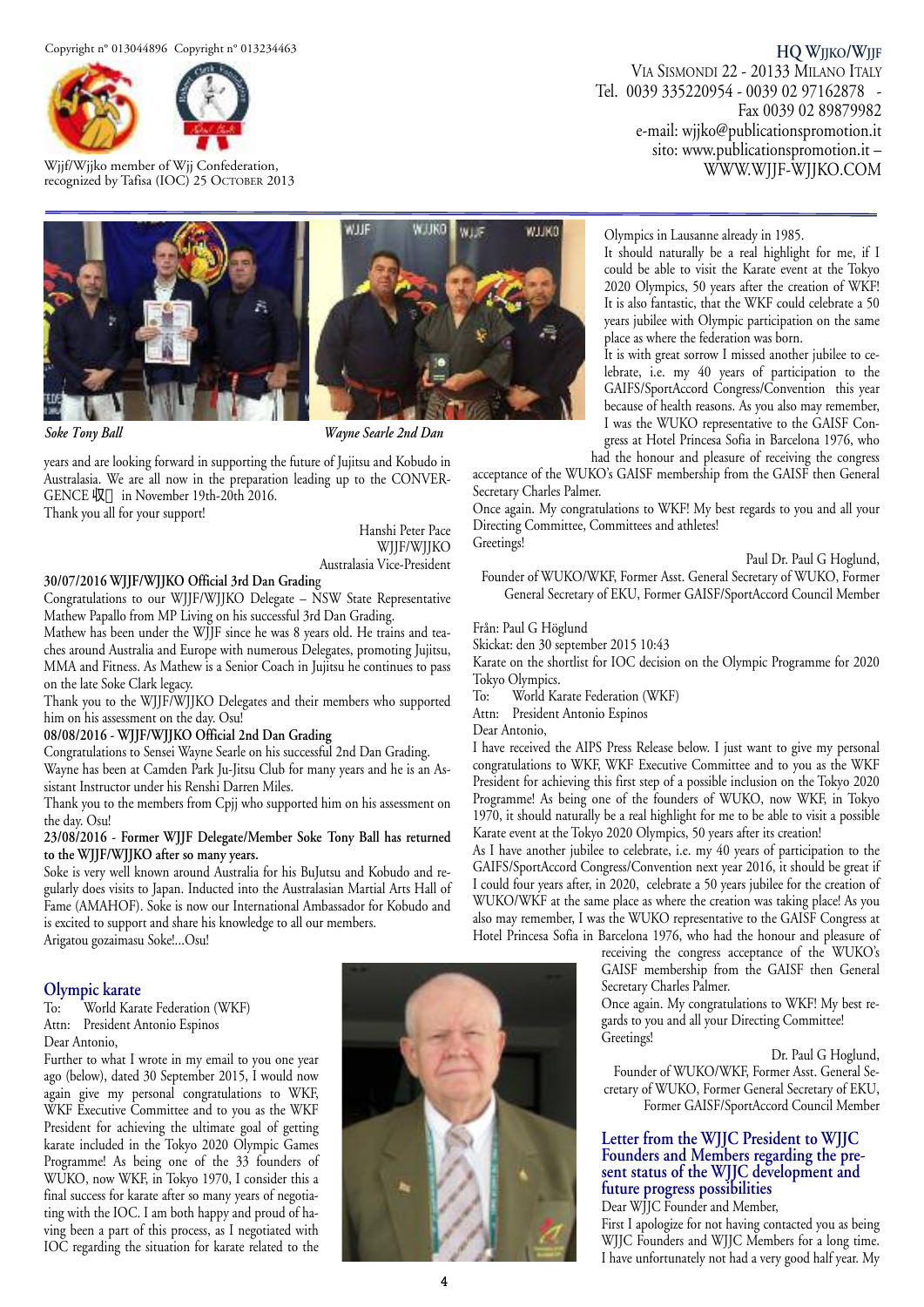Copyright n° 013044896 Copyright n° 013234463

Wjjf/Wjjko member of Wjj Confederation, recognized by Tafisa (IOC) 25 October 2013

**HQ WJJKO/WJJF**
Via Sismondi 22 - 20133 Milano Italy
Tel. 0039 335220954 - 0039 02 97162878 - Fax 0039 02 89879982
e-mail: wjjko@publicationspromotion.it
sito: www.publicationspromotion.it – WWW.WJJF-WJJKO.COM

*Soke Tony Ball* *Wayne Searle 2nd Dan*

years and are looking forward in supporting the future of Jujitsu and Kobudo in Australasia. We are all now in the preparation leading up to the CONVERGENCE 收 in November 19th-20th 2016.
Thank you all for your support!

Hanshi Peter Pace
WJJF/WJJKO
Australasia Vice-President

**30/07/2016 WJJF/WJJKO Official 3rd Dan Grading**
Congratulations to our WJJF/WJJKO Delegate – NSW State Representative Mathew Papallo from MP Living on his successful 3rd Dan Grading.
Mathew has been under the WJJF since he was 8 years old. He trains and teaches around Australia and Europe with numerous Delegates, promoting Jujitsu, MMA and Fitness. As Mathew is a Senior Coach in Jujitsu he continues to pass on the late Soke Clark legacy.
Thank you to the WJJF/WJJKO Delegates and their members who supported him on his assessment on the day. Osu!

**08/08/2016 - WJJF/WJJKO Official 2nd Dan Grading**
Congratulations to Sensei Wayne Searle on his successful 2nd Dan Grading.
Wayne has been at Camden Park Ju-Jitsu Club for many years and he is an Assistant Instructor under his Renshi Darren Miles.
Thank you to the members from Cpjj who supported him on his assessment on the day. Osu!

**23/08/2016 - Former WJJF Delegate/Member Soke Tony Ball has returned to the WJJF/WJJKO after so many years.**
Soke is very well known around Australia for his BuJutsu and Kobudo and regularly does visits to Japan. Inducted into the Australasian Martial Arts Hall of Fame (AMAHOF). Soke is now our International Ambassador for Kobudo and is excited to support and share his knowledge to all our members.
Arigatou gozaimasu Soke!...Osu!

## Olympic karate

To: World Karate Federation (WKF)
Attn: President Antonio Espinos
Dear Antonio,
Further to what I wrote in my email to you one year ago (below), dated 30 September 2015, I would now again give my personal congratulations to WKF, WKF Executive Committee and to you as the WKF President for achieving the ultimate goal of getting karate included in the Tokyo 2020 Olympic Games Programme! As being one of the 33 founders of WUKO, now WKF, in Tokyo 1970, I consider this a final success for karate after so many years of negotiating with the IOC. I am both happy and proud of having been a part of this process, as I negotiated with IOC regarding the situation for karate related to the Olympics in Lausanne already in 1985.
It should naturally be a real highlight for me, if I could be able to visit the Karate event at the Tokyo 2020 Olympics, 50 years after the creation of WKF! It is also fantastic, that the WKF could celebrate a 50 years jubilee with Olympic participation on the same place as where the federation was born.
It is with great sorrow I missed another jubilee to celebrate, i.e. my 40 years of participation to the GAIFS/SportAccord Congress/Convention this year because of health reasons. As you also may remember, I was the WUKO representative to the GAISF Congress at Hotel Princesa Sofia in Barcelona 1976, who had the honour and pleasure of receiving the congress acceptance of the WUKO's GAISF membership from the GAISF then General Secretary Charles Palmer.
Once again. My congratulations to WKF! My best regards to you and all your Directing Committee, Committees and athletes!
Greetings!

Paul Dr. Paul G Hoglund,
Founder of WUKO/WKF, Former Asst. General Secretary of WUKO, Former General Secretary of EKU, Former GAISF/SportAccord Council Member

Från: Paul G Höglund
Skickat: den 30 september 2015 10:43
Karate on the shortlist for IOC decision on the Olympic Programme for 2020 Tokyo Olympics.
To: World Karate Federation (WKF)
Attn: President Antonio Espinos
Dear Antonio,
I have received the AIPS Press Release below. I just want to give my personal congratulations to WKF, WKF Executive Committee and to you as the WKF President for achieving this first step of a possible inclusion on the Tokyo 2020 Programme! As being one of the founders of WUKO, now WKF, in Tokyo 1970, it should naturally be a real highlight for me to be able to visit a possible Karate event at the Tokyo 2020 Olympics, 50 years after its creation!
As I have another jubilee to celebrate, i.e. my 40 years of participation to the GAIFS/SportAccord Congress/Convention next year 2016, it should be great if I could four years after, in 2020, celebrate a 50 years jubilee for the creation of WUKO/WKF at the same place as where the creation was taking place! As you also may remember, I was the WUKO representative to the GAISF Congress at Hotel Princesa Sofia in Barcelona 1976, who had the honour and pleasure of receiving the congress acceptance of the WUKO's GAISF membership from the GAISF then General Secretary Charles Palmer.
Once again. My congratulations to WKF! My best regards to you and all your Directing Committee!
Greetings!

Dr. Paul G Hoglund,
Founder of WUKO/WKF, Former Asst. General Secretary of WUKO, Former General Secretary of EKU, Former GAISF/SportAccord Council Member

## Letter from the WJJC President to WJJC Founders and Members regarding the present status of the WJJC development and future progress possibilities

Dear WJJC Founder and Member,
First I apologize for not having contacted you as being WJJC Founders and WJJC Members for a long time. I have unfortunately not had a very good half year. My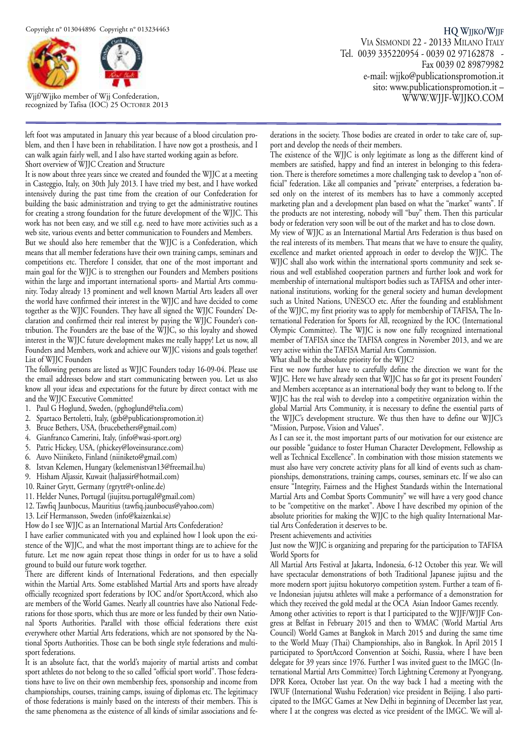left foot was amputated in January this year because of a blood circulation problem, and then I have been in rehabilitation. I have now got a prosthesis, and I can walk again fairly well, and I also have started working again as before.

## Short overview of WJJC Creation and Structure

It is now about three years since we created and founded the WJJC at a meeting in Casteggio, Italy, on 30th July 2013. I have tried my best, and I have worked intensively during the past time from the creation of our Confederation for building the basic administration and trying to get the administrative routines for creating a strong foundation for the future development of the WJJC. This work has not been easy, and we still e.g. need to have more activities such as a web site, various events and better communication to Founders and Members.

But we should also here remember that the WJJC is a Confederation, which means that all member federations have their own training camps, seminars and competitions etc. Therefore I consider, that one of the most important and main goal for the WJJC is to strengthen our Founders and Members positions within the large and important international sports- and Martial Arts community. Today already 13 prominent and well known Martial Arts leaders all over the world have confirmed their interest in the WJJC and have decided to come together as the WJJC Founders. They have all signed the WJJC Founders' Declaration and confirmed their real interest by paying the WJJC Founder's contribution. The Founders are the base of the WJJC, so this loyalty and showed interest in the WJJC future development makes me really happy! Let us now, all Founders and Members, work and achieve our WJJC visions and goals together!

## List of WJJC Founders

The following persons are listed as WJJC Founders today 16-09-04. Please use the email addresses below and start communicating between you. Let us also know all your ideas and expectations for the future by direct contact with me and the WJJC Executive Committee!

1. Paul G Hoglund, Sweden, (pghoglund@telia.com)
2. Spartaco Bertoletti, Italy, (gsb@publicationspromotion.it)
3. Bruce Bethers, USA, (brucebethers@gmail.com)
4. Gianfranco Camerini, Italy, (info@wasi-sport.org)
5. Patric Hickey, USA, (phickey@loveinsurance.com)
6. Auvo Niiniketo, Finland (niiniketo@gmail.com)
8. Istvan Kelemen, Hungary (kelemenistvan13@freemail.hu)
9. Hisham Aljassir, Kuwait (haljassir@hotmail.com)
10. Rainer Grytt, Germany (rgrytt@t-online.de)
11. Helder Nunes, Portugal (jiujitsu.portugal@gmail.com)
12. Tawfiq Jaunbocus, Mauritius (tawfiq.jaunbocus@yahoo.com)
13. Leif Hermansson, Sweden (info@kaizenkai.se)

## How do I see WJJC as an International Martial Arts Confederation?

I have earlier communicated with you and explained how I look upon the existence of the WJJC, and what the most important things are to achieve for the future. Let me now again repeat those things in order for us to have a solid ground to build our future work together.

There are different kinds of International Federations, and then especially within the Martial Arts. Some established Martial Arts and sports have already officially recognized sport federations by IOC and/or SportAccord, which also are members of the World Games. Nearly all countries have also National Federations for those sports, which thus are more or less funded by their own National Sports Authorities. Parallel with those official federations there exist everywhere other Martial Arts federations, which are not sponsored by the National Sports Authorities. Those can be both single style federations and multisport federations.

It is an absolute fact, that the world's majority of martial artists and combat sport athletes do not belong to the so called "official sport world". Those federations have to live on their own membership fees, sponsorship and income from championships, courses, training camps, issuing of diplomas etc. The legitimacy of those federations is mainly based on the interests of their members. This is the same phenomena as the existence of all kinds of similar associations and federations in the society. Those bodies are created in order to take care of, support and develop the needs of their members.

The existence of the WJJC is only legitimate as long as the different kind of members are satisfied, happy and find an interest in belonging to this federation. There is therefore sometimes a more challenging task to develop a "non official" federation. Like all companies and "private" enterprises, a federation based only on the interest of its members has to have a commonly accepted marketing plan and a development plan based on what the "market" wants". If the products are not interesting, nobody will "buy" them. Then this particular body or federation very soon will be out of the market and has to close down.

My view of WJJC as an International Martial Arts Federation is thus based on the real interests of its members. That means that we have to ensure the quality, excellence and market oriented approach in order to develop the WJJC. The WJJC shall also work within the international sports community and seek serious and well established cooperation partners and further look and work for membership of international multisport bodies such as TAFISA and other international institutions, working for the general society and human development such as United Nations, UNESCO etc. After the founding and establishment of the WJJC, my first priority was to apply for membership of TAFISA, The International Federation for Sports for All, recognized by the IOC (International Olympic Committee). The WJJC is now one fully recognized international member of TAFISA since the TAFISA congress in November 2013, and we are very active within the TAFISA Martial Arts Commission.

## What shall be the absolute priority for the WJJC?

First we now further have to carefully define the direction we want for the WJJC. Here we have already seen that WJJC has so far got its present Founders' and Members acceptance as an international body they want to belong to. If the WJJC has the real wish to develop into a competitive organization within the global Martial Arts Community, it is necessary to define the essential parts of the WJJC's development structure. We thus then have to define our WJJC's "Mission, Purpose, Vision and Values".

As I can see it, the most important parts of our motivation for our existence are our possible "guidance to foster Human Character Development, Fellowship as well as Technical Excellence". In combination with those mission statements we must also have very concrete activity plans for all kind of events such as championships, demonstrations, training camps, courses, seminars etc. If we also can ensure "Integrity, Fairness and the Highest Standards within the International Martial Arts and Combat Sports Community" we will have a very good chance to be "competitive on the market". Above I have described my opinion of the absolute priorities for making the WJJC to the high quality International Martial Arts Confederation it deserves to be.

## Present achievements and activities

Just now the WJJC is organizing and preparing for the participation to TAFISA World Sports for

All Martial Arts Festival at Jakarta, Indonesia, 6-12 October this year. We will have spectacular demonstrations of both Traditional Japanese jujitsu and the more modern sport jujitsu hokutoryo competition system. Further a team of five Indonesian jujutsu athletes will make a performance of a demonstration for which they received the gold medal at the OCA Asian Indoor Games recently.

Among other activities to report is that I participated to the WJJF/WJJF Congress at Belfast in February 2015 and then to WMAC (World Martial Arts Council) World Games at Bangkok in March 2015 and during the same time to the World Muay (Thai) Championships, also in Bangkok. In April 2015 I participated to SportAccord Convention at Soichi, Russia, where I have been delegate for 39 years since 1976. Further I was invited guest to the IMGC (International Martial Arts Committee) Torch Lightning Ceremony at Pyongyang, DPR Korea, October last year. On the way back I had a meeting with the IWUF (International Wushu Federation) vice president in Beijing. I also participated to the IMGC Games at New Delhi in beginning of December last year, where I at the congress was elected as vice president of the IMGC. We will al-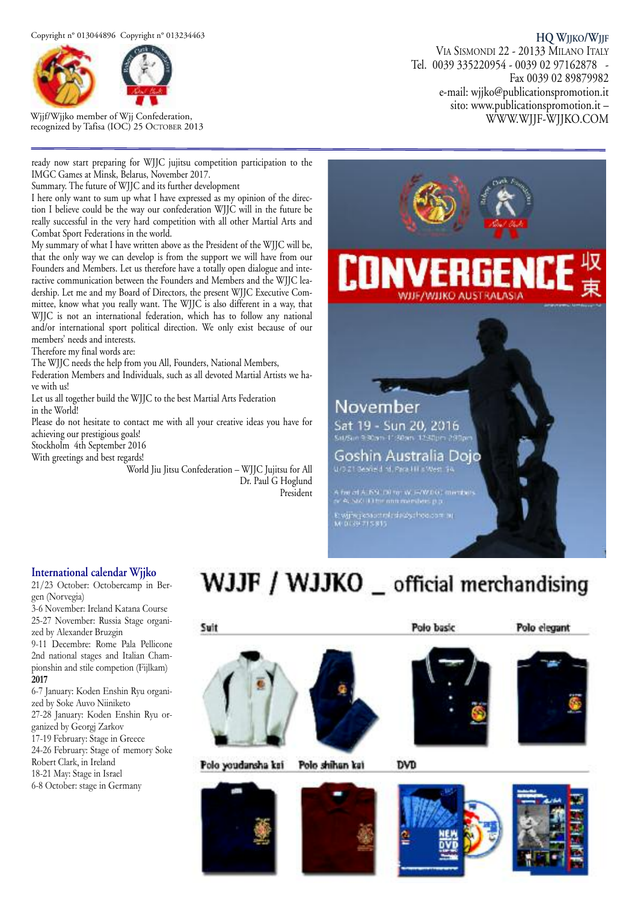Copyright n° 013044896 Copyright n° 013234463

Wjjf/Wjjko member of Wjj Confederation, recognized by Tafisa (IOC) 25 October 2013

**HQ Wjjko/Wjjf**
Via Sismondi 22 - 20133 Milano Italy
Tel. 0039 335220954 - 0039 02 97162878 - Fax 0039 02 89879982
e-mail: wjjko@publicationspromotion.it
sito: www.publicationspromotion.it –
WWW.WJJF-WJJKO.COM

ready now start preparing for WJJC jujitsu competition participation to the IMGC Games at Minsk, Belarus, November 2017.

Summary. The future of WJJC and its further development

I here only want to sum up what I have expressed as my opinion of the direction I believe could be the way our confederation WJJC will in the future be really successful in the very hard competition with all other Martial Arts and Combat Sport Federations in the world.

My summary of what I have written above as the President of the WJJC will be, that the only way we can develop is from the support we will have from our Founders and Members. Let us therefore have a totally open dialogue and interactive communication between the Founders and Members and the WJJC leadership. Let me and my Board of Directors, the present WJJC Executive Committee, know what you really want. The WJJC is also different in a way, that WJJC is not an international federation, which has to follow any national and/or international sport political direction. We only exist because of our members' needs and interests.

Therefore my final words are:

The WJJC needs the help from you All, Founders, National Members,

Federation Members and Individuals, such as all devoted Martial Artists we have with us!

Let us all together build the WJJC to the best Martial Arts Federation in the World!

Please do not hesitate to contact me with all your creative ideas you have for achieving our prestigious goals!

Stockholm 4th September 2016

With greetings and best regards!

World Jiu Jitsu Confederation – WJJC Jujitsu for All
Dr. Paul G Hoglund
President

CONVERGENCE 収束
WJJF/WJJKO AUSTRALASIA

November
Sat 19 - Sun 20, 2016

Goshin Australia Dojo

## International calendar Wjjko

21/23 October: Octobercamp in Bergen (Norvegia)
3-6 November: Ireland Katana Course
25-27 November: Russia Stage organized by Alexander Bruzgin
9-11 Decembre: Rome Pala Pellicone 2nd national stages and Italian Championshin and stile competion (Fijlkam)

**2017**

6-7 January: Koden Enshin Ryu organized by Soke Auvo Niiniketo
27-28 January: Koden Enshin Ryu organized by Georgj Zarkov
17-19 February: Stage in Greece
24-26 February: Stage of memory Soke Robert Clark, in Ireland
18-21 May: Stage in Israel
6-8 October: stage in Germany

## WJJF / WJJKO _ official merchandising

Suit
Polo basic
Polo elegant
Polo youdansha kai
Polo shihan kai
DVD